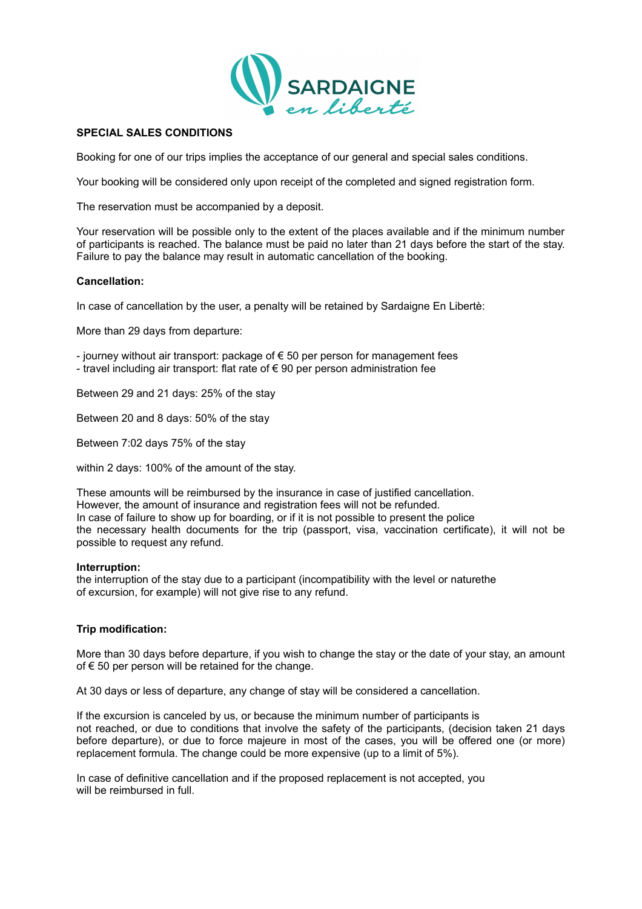SARDAIGNE
*en liberté*

**SPECIAL SALES CONDITIONS**

Booking for one of our trips implies the acceptance of our general and special sales conditions.

Your booking will be considered only upon receipt of the completed and signed registration form.

The reservation must be accompanied by a deposit.

Your reservation will be possible only to the extent of the places available and if the minimum number of participants is reached. The balance must be paid no later than 21 days before the start of the stay. Failure to pay the balance may result in automatic cancellation of the booking.

**Cancellation:**

In case of cancellation by the user, a penalty will be retained by Sardaigne En Libertè:

More than 29 days from departure:

- journey without air transport: package of € 50 per person for management fees
- travel including air transport: flat rate of € 90 per person administration fee

Between 29 and 21 days: 25% of the stay

Between 20 and 8 days: 50% of the stay

Between 7:02 days 75% of the stay

within 2 days: 100% of the amount of the stay.

These amounts will be reimbursed by the insurance in case of justified cancellation.
However, the amount of insurance and registration fees will not be refunded.
In case of failure to show up for boarding, or if it is not possible to present the police the necessary health documents for the trip (passport, visa, vaccination certificate), it will not be possible to request any refund.

**Interruption:**
the interruption of the stay due to a participant (incompatibility with the level or naturethe of excursion, for example) will not give rise to any refund.

**Trip modification:**

More than 30 days before departure, if you wish to change the stay or the date of your stay, an amount of € 50 per person will be retained for the change.

At 30 days or less of departure, any change of stay will be considered a cancellation.

If the excursion is canceled by us, or because the minimum number of participants is not reached, or due to conditions that involve the safety of the participants, (decision taken 21 days before departure), or due to force majeure in most of the cases, you will be offered one (or more) replacement formula. The change could be more expensive (up to a limit of 5%).

In case of definitive cancellation and if the proposed replacement is not accepted, you will be reimbursed in full.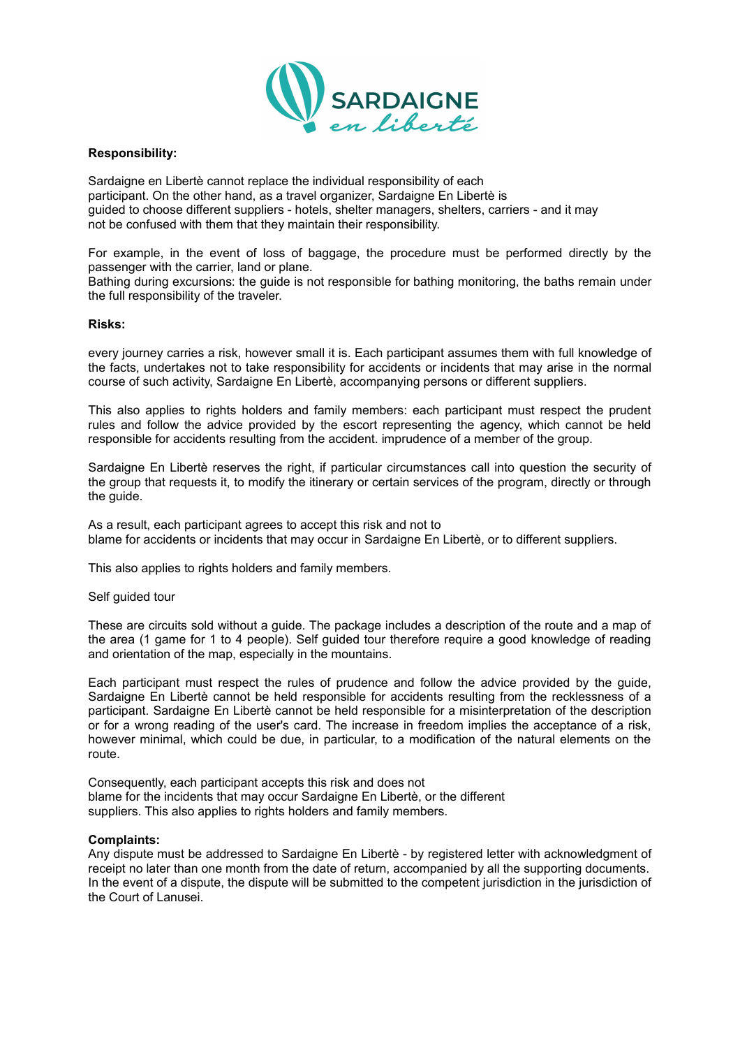**Responsibility:**

Sardaigne en Libertè cannot replace the individual responsibility of each participant. On the other hand, as a travel organizer, Sardaigne En Libertè is guided to choose different suppliers - hotels, shelter managers, shelters, carriers - and it may not be confused with them that they maintain their responsibility.

For example, in the event of loss of baggage, the procedure must be performed directly by the passenger with the carrier, land or plane.
Bathing during excursions: the guide is not responsible for bathing monitoring, the baths remain under the full responsibility of the traveler.

**Risks:**

every journey carries a risk, however small it is. Each participant assumes them with full knowledge of the facts, undertakes not to take responsibility for accidents or incidents that may arise in the normal course of such activity, Sardaigne En Libertè, accompanying persons or different suppliers.

This also applies to rights holders and family members: each participant must respect the prudent rules and follow the advice provided by the escort representing the agency, which cannot be held responsible for accidents resulting from the accident. imprudence of a member of the group.

Sardaigne En Libertè reserves the right, if particular circumstances call into question the security of the group that requests it, to modify the itinerary or certain services of the program, directly or through the guide.

As a result, each participant agrees to accept this risk and not to blame for accidents or incidents that may occur in Sardaigne En Libertè, or to different suppliers.

This also applies to rights holders and family members.

Self guided tour

These are circuits sold without a guide. The package includes a description of the route and a map of the area (1 game for 1 to 4 people). Self guided tour therefore require a good knowledge of reading and orientation of the map, especially in the mountains.

Each participant must respect the rules of prudence and follow the advice provided by the guide, Sardaigne En Libertè cannot be held responsible for accidents resulting from the recklessness of a participant. Sardaigne En Libertè cannot be held responsible for a misinterpretation of the description or for a wrong reading of the user's card. The increase in freedom implies the acceptance of a risk, however minimal, which could be due, in particular, to a modification of the natural elements on the route.

Consequently, each participant accepts this risk and does not blame for the incidents that may occur Sardaigne En Libertè, or the different suppliers. This also applies to rights holders and family members.

**Complaints:**
Any dispute must be addressed to Sardaigne En Libertè - by registered letter with acknowledgment of receipt no later than one month from the date of return, accompanied by all the supporting documents. In the event of a dispute, the dispute will be submitted to the competent jurisdiction in the jurisdiction of the Court of Lanusei.